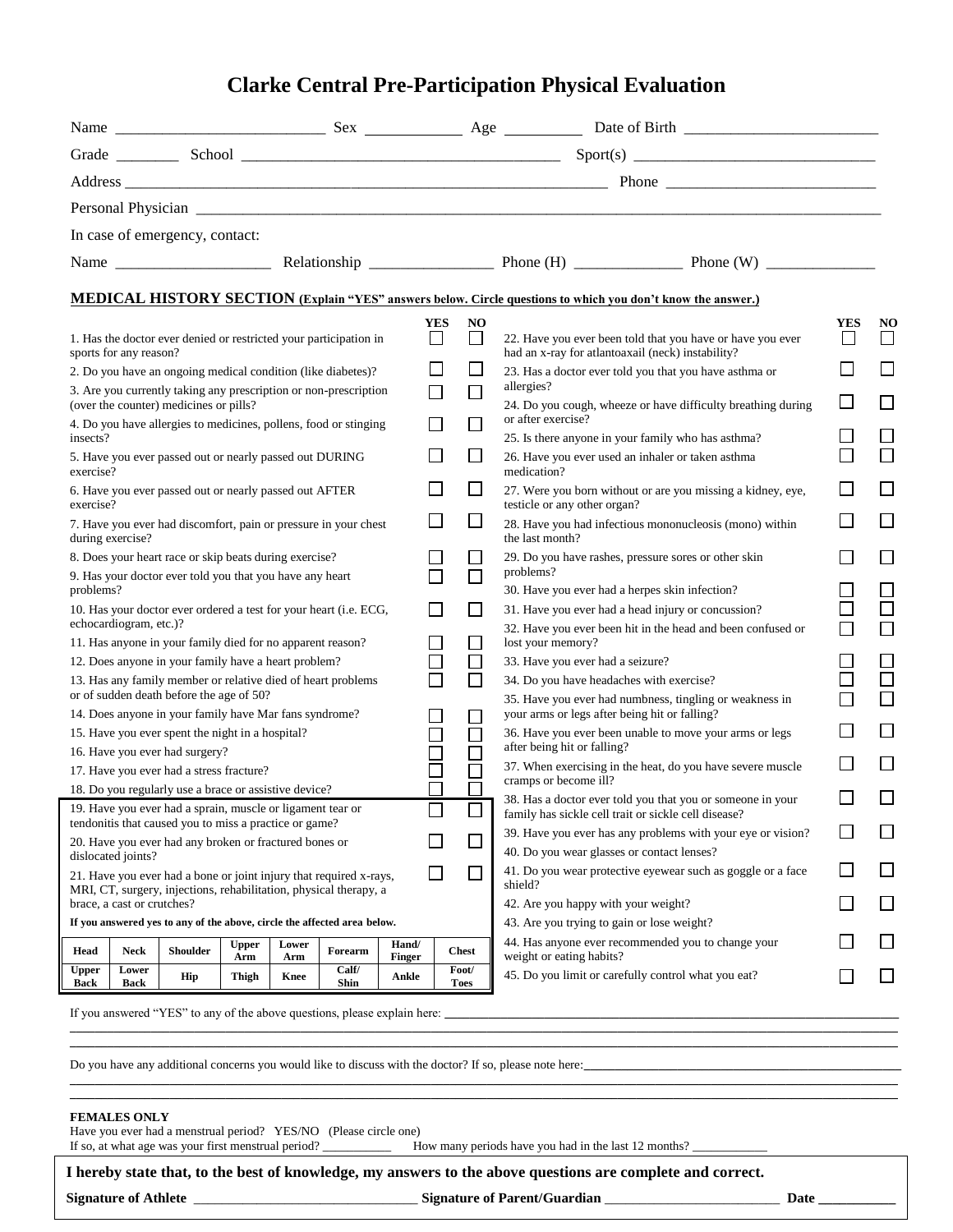# Clarke Central Pre-Participation Physical Evaluation

Name ___________________________ Sex ____________ Age __________ Date of Birth _________________________

Grade ________ School ________________________________________ Sport(s) _______________________________

Address _______________________________________________________________ Phone ___________________________

Personal Physician ____________________________________________________________________________________________

In case of emergency, contact:

Name ____________________ Relationship ________________ Phone (H) ______________ Phone (W) ______________

## MEDICAL HISTORY SECTION (Explain "YES" answers below. Circle questions to which you don't know the answer.)

| Question | YES | NO |
|---|---|---|
| 1. Has the doctor ever denied or restricted your participation in sports for any reason? | ☐ | ☐ |
| 2. Do you have an ongoing medical condition (like diabetes)? | ☐ | ☐ |
| 3. Are you currently taking any prescription or non-prescription (over the counter) medicines or pills? | ☐ | ☐ |
| 4. Do you have allergies to medicines, pollens, food or stinging insects? | ☐ | ☐ |
| 5. Have you ever passed out or nearly passed out DURING exercise? | ☐ | ☐ |
| 6. Have you ever passed out or nearly passed out AFTER exercise? | ☐ | ☐ |
| 7. Have you ever had discomfort, pain or pressure in your chest during exercise? | ☐ | ☐ |
| 8. Does your heart race or skip beats during exercise? | ☐ | ☐ |
| 9. Has your doctor ever told you that you have any heart problems? | ☐ | ☐ |
| 10. Has your doctor ever ordered a test for your heart (i.e. ECG, echocardiogram, etc.)? | ☐ | ☐ |
| 11. Has anyone in your family died for no apparent reason? | ☐ | ☐ |
| 12. Does anyone in your family have a heart problem? | ☐ | ☐ |
| 13. Has any family member or relative died of heart problems or of sudden death before the age of 50? | ☐ | ☐ |
| 14. Does anyone in your family have Mar fans syndrome? | ☐ | ☐ |
| 15. Have you ever spent the night in a hospital? | ☐ | ☐ |
| 16. Have you ever had surgery? | ☐ | ☐ |
| 17. Have you ever had a stress fracture? | ☐ | ☐ |
| 18. Do you regularly use a brace or assistive device? | ☐ | ☐ |
| 19. Have you ever had a sprain, muscle or ligament tear or tendonitis that caused you to miss a practice or game? | ☐ | ☐ |
| 20. Have you ever had any broken or fractured bones or dislocated joints? | ☐ | ☐ |
| 21. Have you ever had a bone or joint injury that required x-rays, MRI, CT, surgery, injections, rehabilitation, physical therapy, a brace, a cast or crutches? | ☐ | ☐ |

**If you answered yes to any of the above, circle the affected area below.**

| Head | Neck | Shoulder | Upper Arm | Lower Arm | Forearm | Hand/ Finger | Chest |
|---|---|---|---|---|---|---|---|
| Upper Back | Lower Back | Hip | Thigh | Knee | Calf/ Shin | Ankle | Foot/ Toes |

| Question | YES | NO |
|---|---|---|
| 22. Have you ever been told that you have or have you ever had an x-ray for atlantoaxail (neck) instability? | ☐ | ☐ |
| 23. Has a doctor ever told you that you have asthma or allergies? | ☐ | ☐ |
| 24. Do you cough, wheeze or have difficulty breathing during or after exercise? | ☐ | ☐ |
| 25. Is there anyone in your family who has asthma? | ☐ | ☐ |
| 26. Have you ever used an inhaler or taken asthma medication? | ☐ | ☐ |
| 27. Were you born without or are you missing a kidney, eye, testicle or any other organ? | ☐ | ☐ |
| 28. Have you had infectious mononucleosis (mono) within the last month? | ☐ | ☐ |
| 29. Do you have rashes, pressure sores or other skin problems? | ☐ | ☐ |
| 30. Have you ever had a herpes skin infection? | ☐ | ☐ |
| 31. Have you ever had a head injury or concussion? | ☐ | ☐ |
| 32. Have you ever been hit in the head and been confused or lost your memory? | ☐ | ☐ |
| 33. Have you ever had a seizure? | ☐ | ☐ |
| 34. Do you have headaches with exercise? | ☐ | ☐ |
| 35. Have you ever had numbness, tingling or weakness in your arms or legs after being hit or falling? | ☐ | ☐ |
| 36. Have you ever been unable to move your arms or legs after being hit or falling? | ☐ | ☐ |
| 37. When exercising in the heat, do you have severe muscle cramps or become ill? | ☐ | ☐ |
| 38. Has a doctor ever told you that you or someone in your family has sickle cell trait or sickle cell disease? | ☐ | ☐ |
| 39. Have you ever has any problems with your eye or vision? | ☐ | ☐ |
| 40. Do you wear glasses or contact lenses? | | |
| 41. Do you wear protective eyewear such as goggle or a face shield? | ☐ | ☐ |
| 42. Are you happy with your weight? | ☐ | ☐ |
| 43. Are you trying to gain or lose weight? | | |
| 44. Has anyone ever recommended you to change your weight or eating habits? | ☐ | ☐ |
| 45. Do you limit or carefully control what you eat? | ☐ | ☐ |

If you answered "YES" to any of the above questions, please explain here: ____________________________________________
_____________________________________________________________________________________________________________
_____________________________________________________________________________________________________________

Do you have any additional concerns you would like to discuss with the doctor? If so, please note here:_____________________
_____________________________________________________________________________________________________________
_____________________________________________________________________________________________________________

**FEMALES ONLY**

Have you ever had a menstrual period? YES/NO (Please circle one)

If so, at what age was your first menstrual period? ___________ How many periods have you had in the last 12 months? ____________

**I hereby state that, to the best of knowledge, my answers to the above questions are complete and correct.**

**Signature of Athlete** ________________________________ **Signature of Parent/Guardian** __________________________ **Date** ___________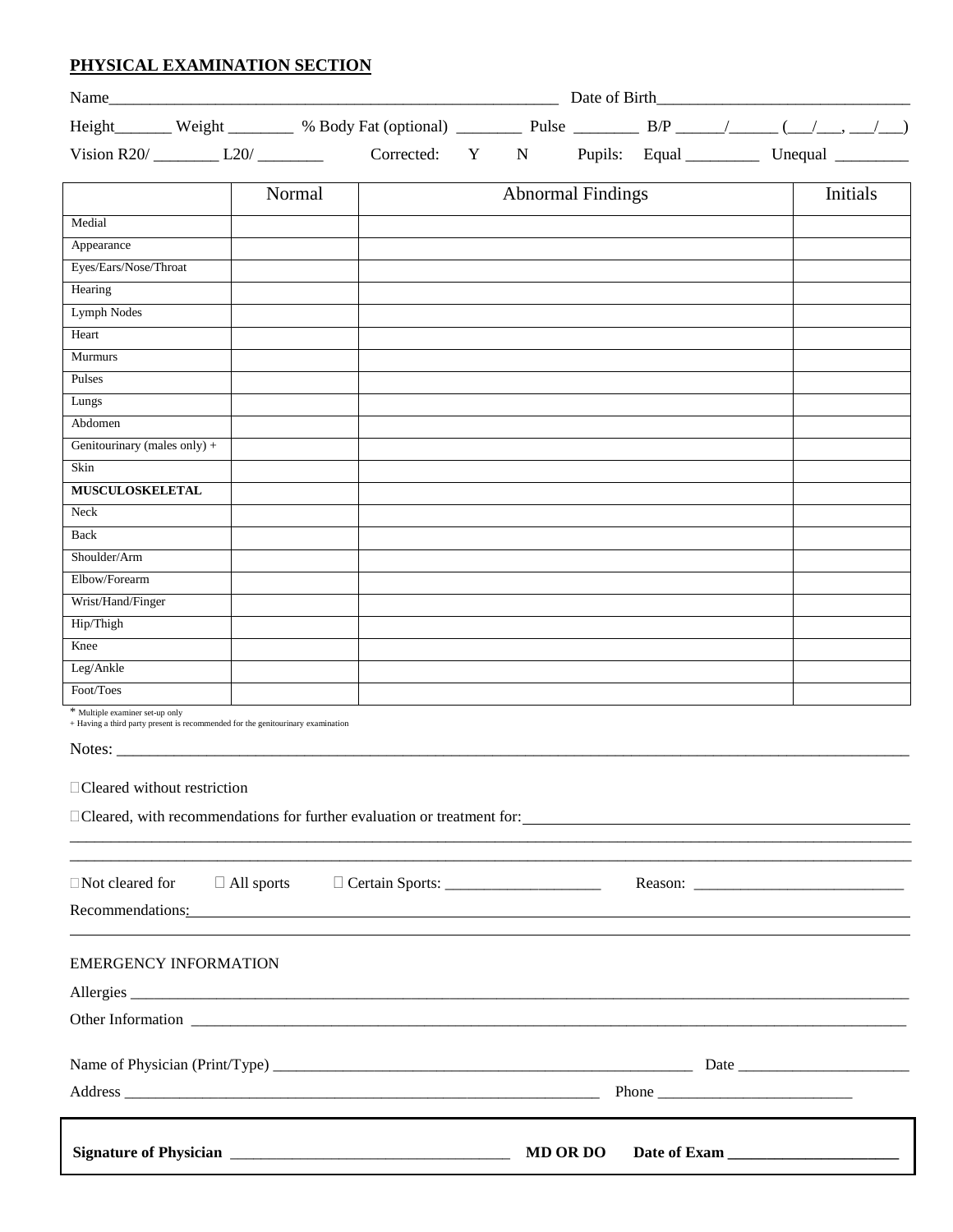## PHYSICAL EXAMINATION SECTION

Name_______________________________________________________ Date of Birth______________________________

Height_______ Weight ________ % Body Fat (optional) ________ Pulse ________ B/P ______/______ (___/___, ___/___)

Vision R20/ ________ L20/ ________ Corrected: Y N Pupils: Equal _________ Unequal _________

| | Normal | Abnormal Findings | Initials |
|---|---|---|---|
| Medial | | | |
| Appearance | | | |
| Eyes/Ears/Nose/Throat | | | |
| Hearing | | | |
| Lymph Nodes | | | |
| Heart | | | |
| Murmurs | | | |
| Pulses | | | |
| Lungs | | | |
| Abdomen | | | |
| Genitourinary (males only) + | | | |
| Skin | | | |
| **MUSCULOSKELETAL** | | | |
| Neck | | | |
| Back | | | |
| Shoulder/Arm | | | |
| Elbow/Forearm | | | |
| Wrist/Hand/Finger | | | |
| Hip/Thigh | | | |
| Knee | | | |
| Leg/Ankle | | | |
| Foot/Toes | | | |

* Multiple examiner set-up only
+ Having a third party present is recommended for the genitourinary examination

Notes: ______________________________________________________________________________________________

☐ Cleared without restriction

☐ Cleared, with recommendations for further evaluation or treatment for: ____________________________________________

______________________________________________________________________________________________

______________________________________________________________________________________________

☐ Not cleared for ☐ All sports ☐ Certain Sports: ____________________ Reason: ___________________________

Recommendations: ______________________________________________________________________________

______________________________________________________________________________________________

EMERGENCY INFORMATION

Allergies ______________________________________________________________________________________

Other Information _______________________________________________________________________________

Name of Physician (Print/Type) ______________________________________________________ Date _____________________

Address _____________________________________________________________ Phone ________________________

**Signature of Physician** ____________________________________ **MD OR DO** **Date of Exam** ______________________